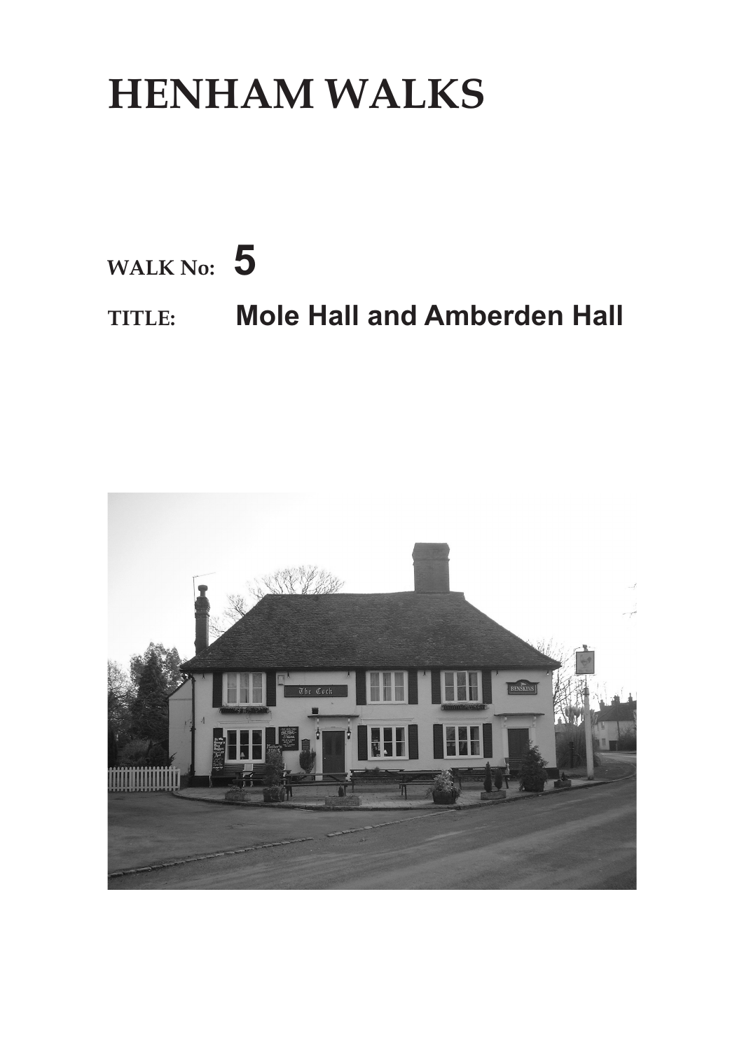# HENHAM WALKS

**WALK No:** **5**

**TITLE:** **Mole Hall and Amberden Hall**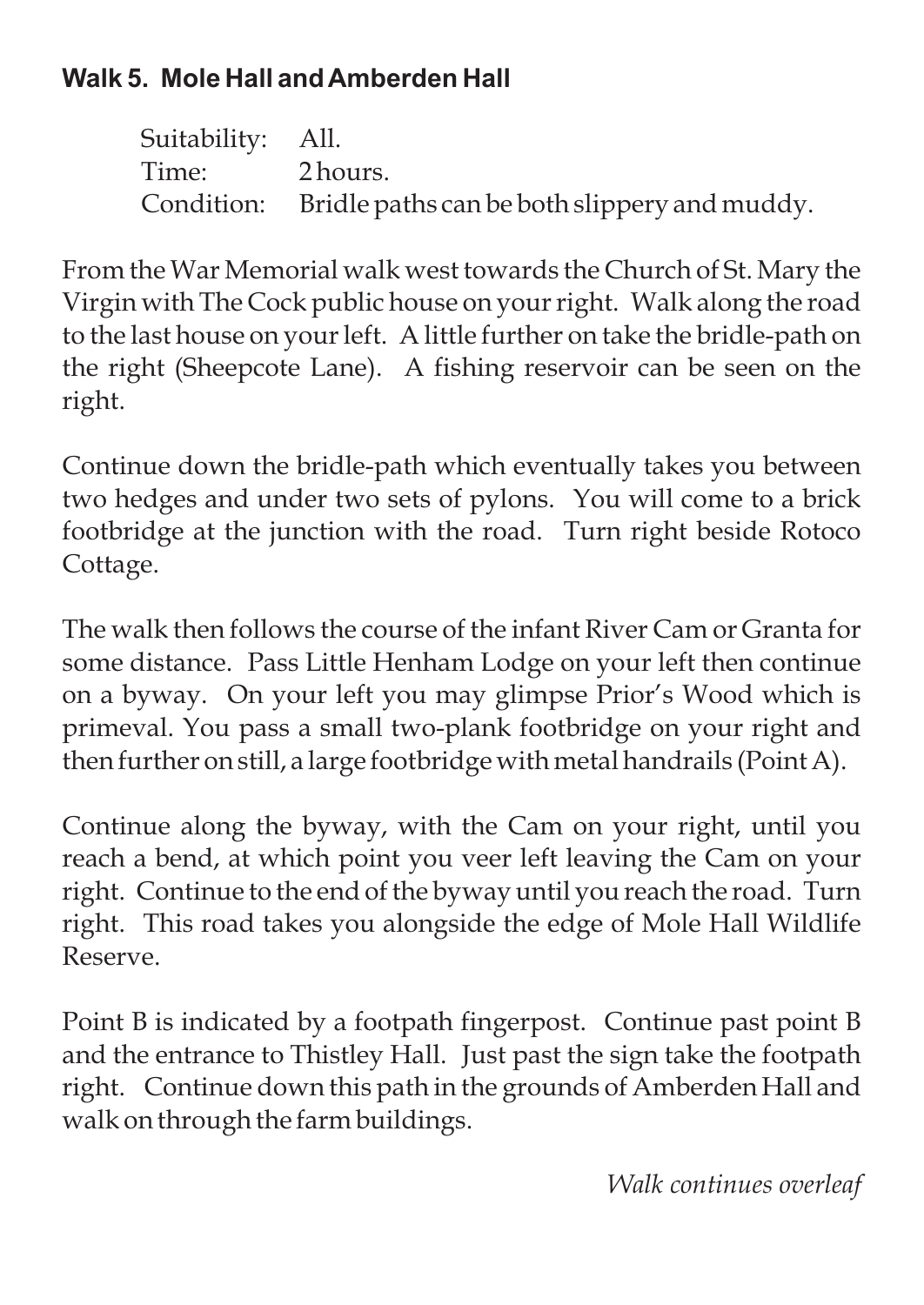### Walk 5. Mole Hall and Amberden Hall

Suitability: All.
Time: 2 hours.
Condition: Bridle paths can be both slippery and muddy.

From the War Memorial walk west towards the Church of St. Mary the Virgin with The Cock public house on your right. Walk along the road to the last house on your left. A little further on take the bridle-path on the right (Sheepcote Lane). A fishing reservoir can be seen on the right.

Continue down the bridle-path which eventually takes you between two hedges and under two sets of pylons. You will come to a brick footbridge at the junction with the road. Turn right beside Rotoco Cottage.

The walk then follows the course of the infant River Cam or Granta for some distance. Pass Little Henham Lodge on your left then continue on a byway. On your left you may glimpse Prior's Wood which is primeval. You pass a small two-plank footbridge on your right and then further on still, a large footbridge with metal handrails (Point A).

Continue along the byway, with the Cam on your right, until you reach a bend, at which point you veer left leaving the Cam on your right. Continue to the end of the byway until you reach the road. Turn right. This road takes you alongside the edge of Mole Hall Wildlife Reserve.

Point B is indicated by a footpath fingerpost. Continue past point B and the entrance to Thistley Hall. Just past the sign take the footpath right. Continue down this path in the grounds of Amberden Hall and walk on through the farm buildings.

*Walk continues overleaf*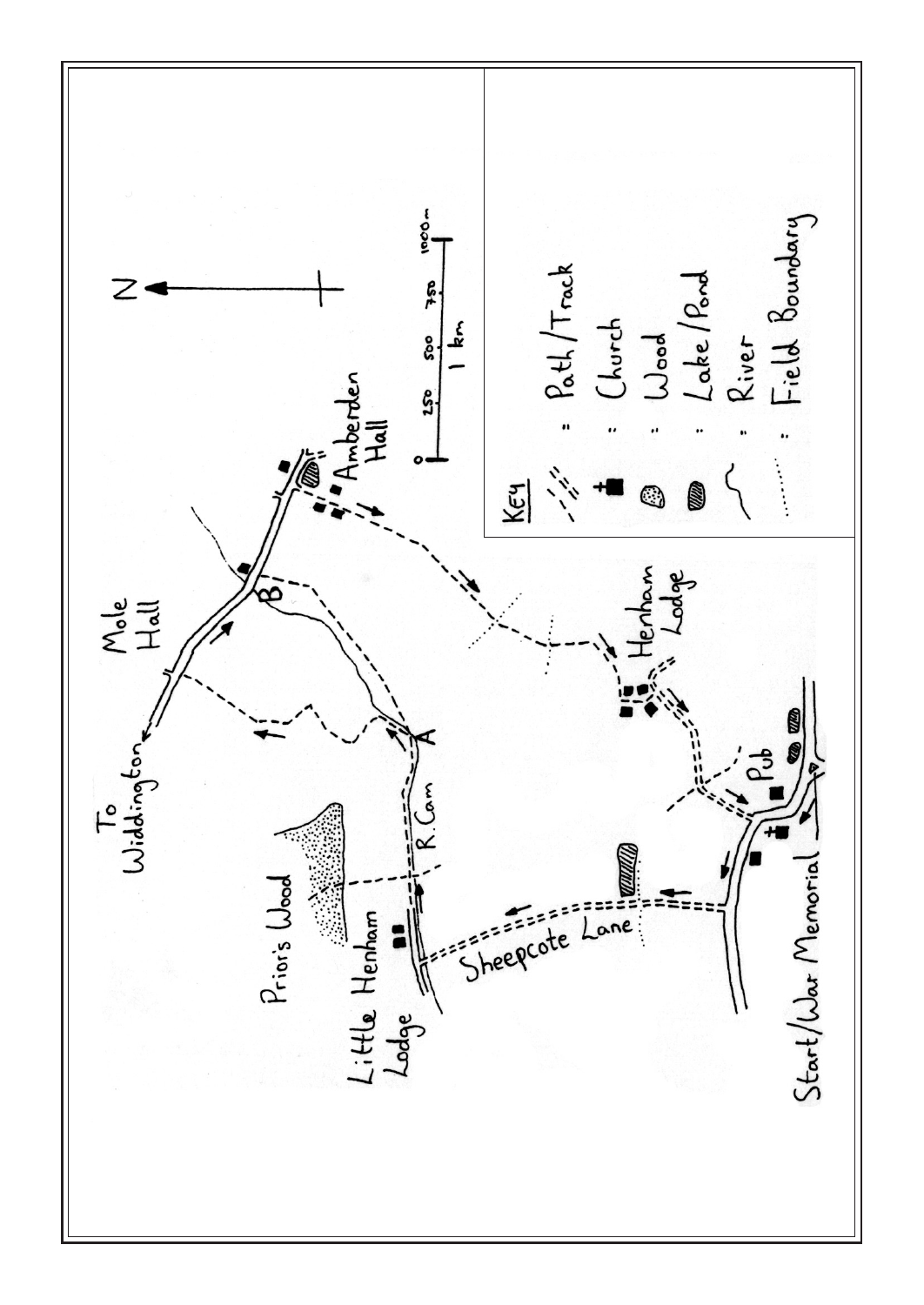To Widdington

Mole Hall

Amberden Hall

B

A

R. Cam

Priors Wood

Little Henham Lodge

Sheepcote Lane

Henham Lodge

Pub

Start/War Memorial

N

0 250 500 750 1000m

1 km

KEY

- : Path/Track
- : Church
- : Wood
- : Lake/Pond
- : River
- : Field Boundary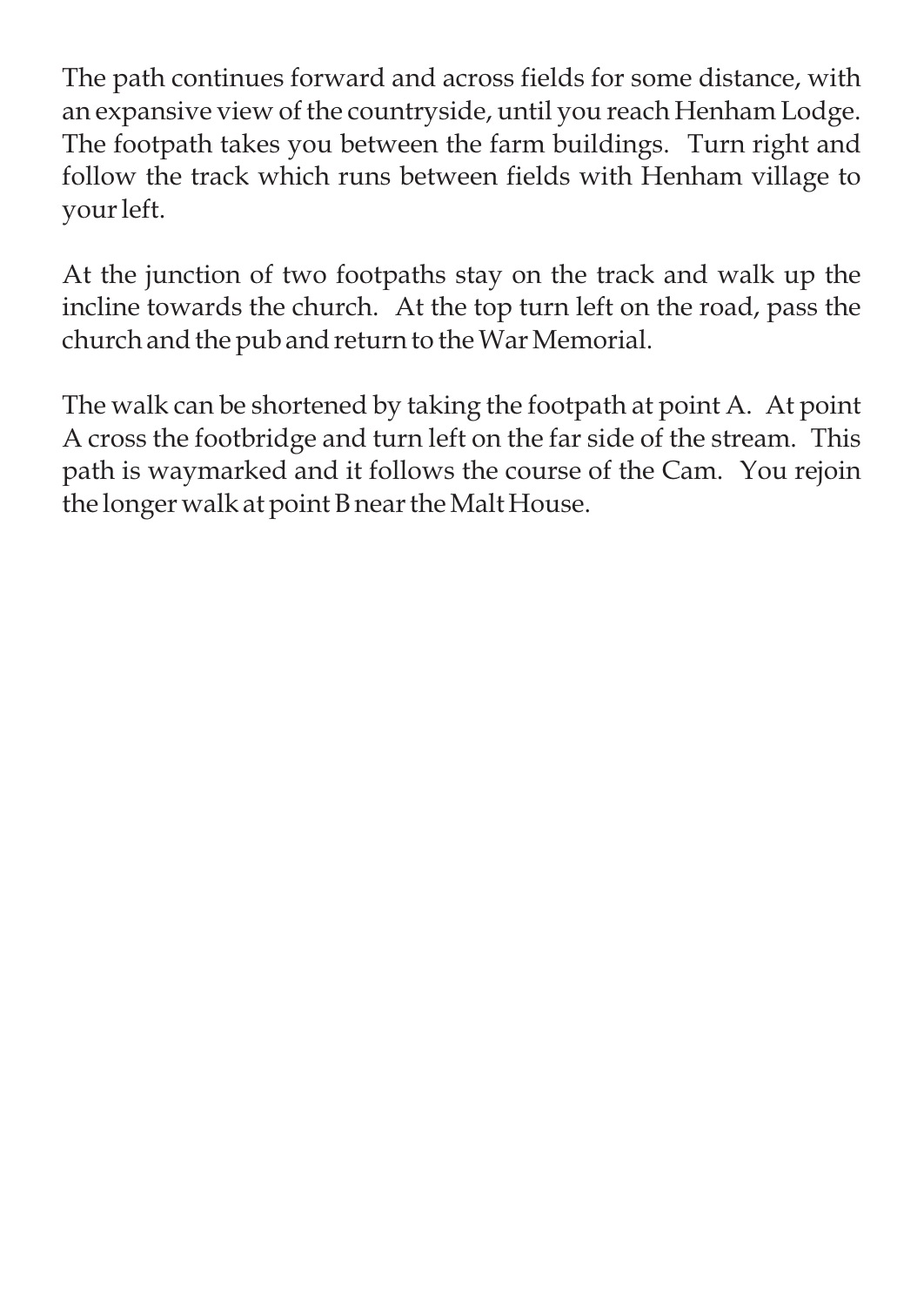The path continues forward and across fields for some distance, with an expansive view of the countryside, until you reach Henham Lodge. The footpath takes you between the farm buildings. Turn right and follow the track which runs between fields with Henham village to your left.

At the junction of two footpaths stay on the track and walk up the incline towards the church. At the top turn left on the road, pass the church and the pub and return to the War Memorial.

The walk can be shortened by taking the footpath at point A. At point A cross the footbridge and turn left on the far side of the stream. This path is waymarked and it follows the course of the Cam. You rejoin the longer walk at point B near the Malt House.